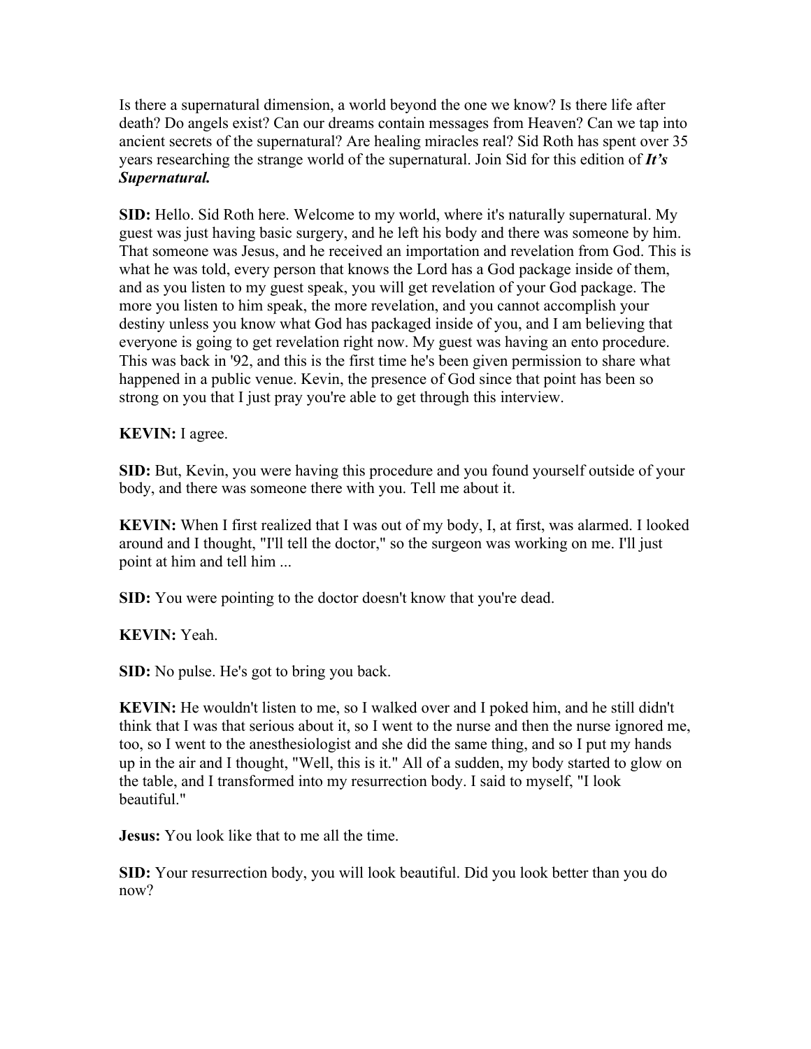Is there a supernatural dimension, a world beyond the one we know? Is there life after death? Do angels exist? Can our dreams contain messages from Heaven? Can we tap into ancient secrets of the supernatural? Are healing miracles real? Sid Roth has spent over 35 years researching the strange world of the supernatural. Join Sid for this edition of ***It's Supernatural.***

**SID:** Hello. Sid Roth here. Welcome to my world, where it's naturally supernatural. My guest was just having basic surgery, and he left his body and there was someone by him. That someone was Jesus, and he received an importation and revelation from God. This is what he was told, every person that knows the Lord has a God package inside of them, and as you listen to my guest speak, you will get revelation of your God package. The more you listen to him speak, the more revelation, and you cannot accomplish your destiny unless you know what God has packaged inside of you, and I am believing that everyone is going to get revelation right now. My guest was having an ento procedure. This was back in '92, and this is the first time he's been given permission to share what happened in a public venue. Kevin, the presence of God since that point has been so strong on you that I just pray you're able to get through this interview.

**KEVIN:** I agree.

**SID:** But, Kevin, you were having this procedure and you found yourself outside of your body, and there was someone there with you. Tell me about it.

**KEVIN:** When I first realized that I was out of my body, I, at first, was alarmed. I looked around and I thought, "I'll tell the doctor," so the surgeon was working on me. I'll just point at him and tell him ...

**SID:** You were pointing to the doctor doesn't know that you're dead.

**KEVIN:** Yeah.

**SID:** No pulse. He's got to bring you back.

**KEVIN:** He wouldn't listen to me, so I walked over and I poked him, and he still didn't think that I was that serious about it, so I went to the nurse and then the nurse ignored me, too, so I went to the anesthesiologist and she did the same thing, and so I put my hands up in the air and I thought, "Well, this is it." All of a sudden, my body started to glow on the table, and I transformed into my resurrection body. I said to myself, "I look beautiful."

**Jesus:** You look like that to me all the time.

**SID:** Your resurrection body, you will look beautiful. Did you look better than you do now?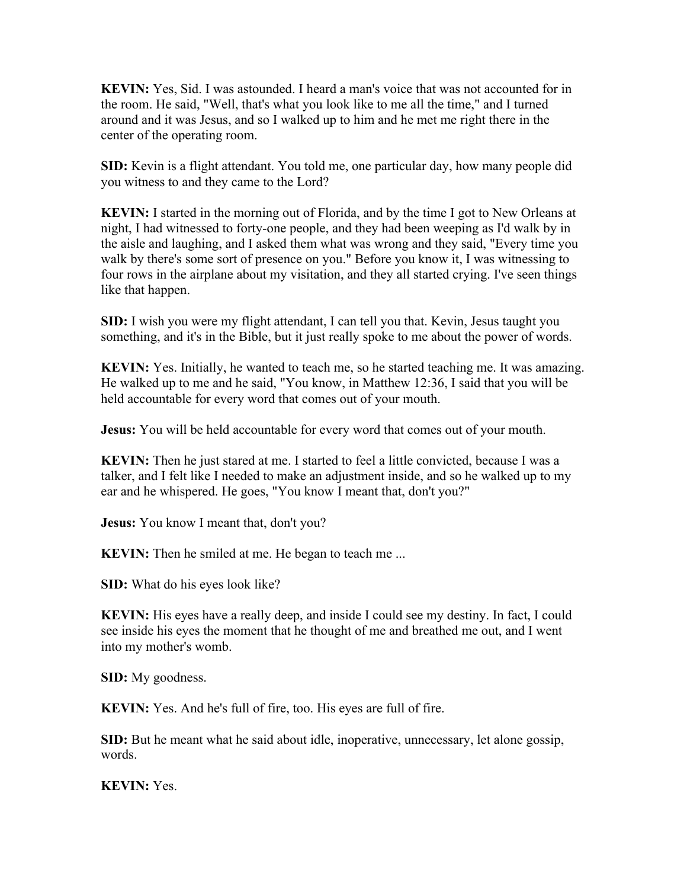**KEVIN:** Yes, Sid. I was astounded. I heard a man's voice that was not accounted for in the room. He said, "Well, that's what you look like to me all the time," and I turned around and it was Jesus, and so I walked up to him and he met me right there in the center of the operating room.

**SID:** Kevin is a flight attendant. You told me, one particular day, how many people did you witness to and they came to the Lord?

**KEVIN:** I started in the morning out of Florida, and by the time I got to New Orleans at night, I had witnessed to forty-one people, and they had been weeping as I'd walk by in the aisle and laughing, and I asked them what was wrong and they said, "Every time you walk by there's some sort of presence on you." Before you know it, I was witnessing to four rows in the airplane about my visitation, and they all started crying. I've seen things like that happen.

**SID:** I wish you were my flight attendant, I can tell you that. Kevin, Jesus taught you something, and it's in the Bible, but it just really spoke to me about the power of words.

**KEVIN:** Yes. Initially, he wanted to teach me, so he started teaching me. It was amazing. He walked up to me and he said, "You know, in Matthew 12:36, I said that you will be held accountable for every word that comes out of your mouth.

**Jesus:** You will be held accountable for every word that comes out of your mouth.

**KEVIN:** Then he just stared at me. I started to feel a little convicted, because I was a talker, and I felt like I needed to make an adjustment inside, and so he walked up to my ear and he whispered. He goes, "You know I meant that, don't you?"

**Jesus:** You know I meant that, don't you?

**KEVIN:** Then he smiled at me. He began to teach me ...

**SID:** What do his eyes look like?

**KEVIN:** His eyes have a really deep, and inside I could see my destiny. In fact, I could see inside his eyes the moment that he thought of me and breathed me out, and I went into my mother's womb.

**SID:** My goodness.

**KEVIN:** Yes. And he's full of fire, too. His eyes are full of fire.

**SID:** But he meant what he said about idle, inoperative, unnecessary, let alone gossip, words.

**KEVIN:** Yes.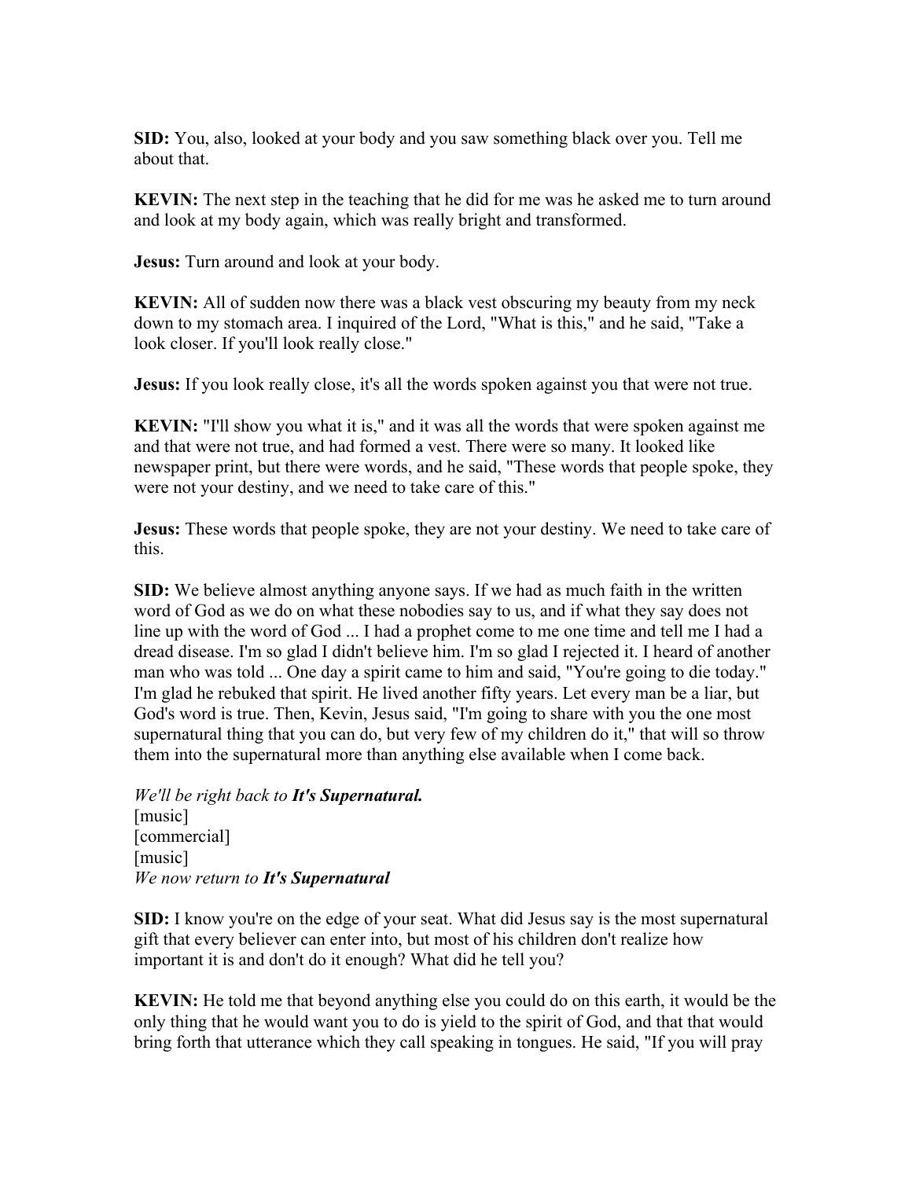**SID:** You, also, looked at your body and you saw something black over you. Tell me about that.

**KEVIN:** The next step in the teaching that he did for me was he asked me to turn around and look at my body again, which was really bright and transformed.

**Jesus:** Turn around and look at your body.

**KEVIN:** All of sudden now there was a black vest obscuring my beauty from my neck down to my stomach area. I inquired of the Lord, "What is this," and he said, "Take a look closer. If you'll look really close."

**Jesus:** If you look really close, it's all the words spoken against you that were not true.

**KEVIN:** "I'll show you what it is," and it was all the words that were spoken against me and that were not true, and had formed a vest. There were so many. It looked like newspaper print, but there were words, and he said, "These words that people spoke, they were not your destiny, and we need to take care of this."

**Jesus:** These words that people spoke, they are not your destiny. We need to take care of this.

**SID:** We believe almost anything anyone says. If we had as much faith in the written word of God as we do on what these nobodies say to us, and if what they say does not line up with the word of God ... I had a prophet come to me one time and tell me I had a dread disease. I'm so glad I didn't believe him. I'm so glad I rejected it. I heard of another man who was told ... One day a spirit came to him and said, "You're going to die today." I'm glad he rebuked that spirit. He lived another fifty years. Let every man be a liar, but God's word is true. Then, Kevin, Jesus said, "I'm going to share with you the one most supernatural thing that you can do, but very few of my children do it," that will so throw them into the supernatural more than anything else available when I come back.

*We'll be right back to **It's Supernatural.***
[music]
[commercial]
[music]
*We now return to **It's Supernatural***

**SID:** I know you're on the edge of your seat. What did Jesus say is the most supernatural gift that every believer can enter into, but most of his children don't realize how important it is and don't do it enough? What did he tell you?

**KEVIN:** He told me that beyond anything else you could do on this earth, it would be the only thing that he would want you to do is yield to the spirit of God, and that that would bring forth that utterance which they call speaking in tongues. He said, "If you will pray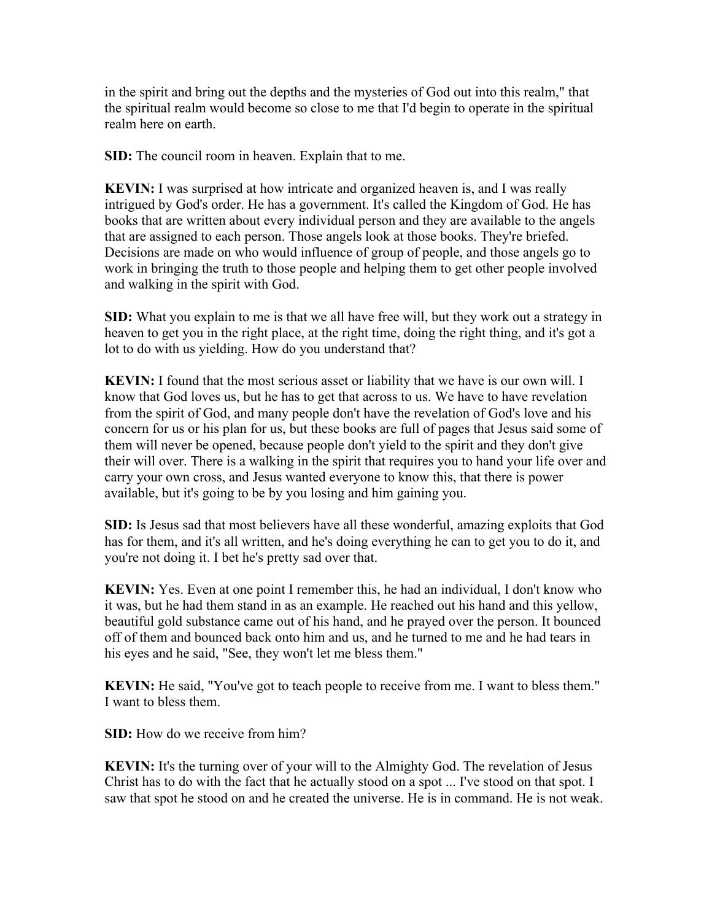in the spirit and bring out the depths and the mysteries of God out into this realm," that the spiritual realm would become so close to me that I'd begin to operate in the spiritual realm here on earth.

**SID:** The council room in heaven. Explain that to me.

**KEVIN:** I was surprised at how intricate and organized heaven is, and I was really intrigued by God's order. He has a government. It's called the Kingdom of God. He has books that are written about every individual person and they are available to the angels that are assigned to each person. Those angels look at those books. They're briefed. Decisions are made on who would influence of group of people, and those angels go to work in bringing the truth to those people and helping them to get other people involved and walking in the spirit with God.

**SID:** What you explain to me is that we all have free will, but they work out a strategy in heaven to get you in the right place, at the right time, doing the right thing, and it's got a lot to do with us yielding. How do you understand that?

**KEVIN:** I found that the most serious asset or liability that we have is our own will. I know that God loves us, but he has to get that across to us. We have to have revelation from the spirit of God, and many people don't have the revelation of God's love and his concern for us or his plan for us, but these books are full of pages that Jesus said some of them will never be opened, because people don't yield to the spirit and they don't give their will over. There is a walking in the spirit that requires you to hand your life over and carry your own cross, and Jesus wanted everyone to know this, that there is power available, but it's going to be by you losing and him gaining you.

**SID:** Is Jesus sad that most believers have all these wonderful, amazing exploits that God has for them, and it's all written, and he's doing everything he can to get you to do it, and you're not doing it. I bet he's pretty sad over that.

**KEVIN:** Yes. Even at one point I remember this, he had an individual, I don't know who it was, but he had them stand in as an example. He reached out his hand and this yellow, beautiful gold substance came out of his hand, and he prayed over the person. It bounced off of them and bounced back onto him and us, and he turned to me and he had tears in his eyes and he said, "See, they won't let me bless them."

**KEVIN:** He said, "You've got to teach people to receive from me. I want to bless them." I want to bless them.

**SID:** How do we receive from him?

**KEVIN:** It's the turning over of your will to the Almighty God. The revelation of Jesus Christ has to do with the fact that he actually stood on a spot ... I've stood on that spot. I saw that spot he stood on and he created the universe. He is in command. He is not weak.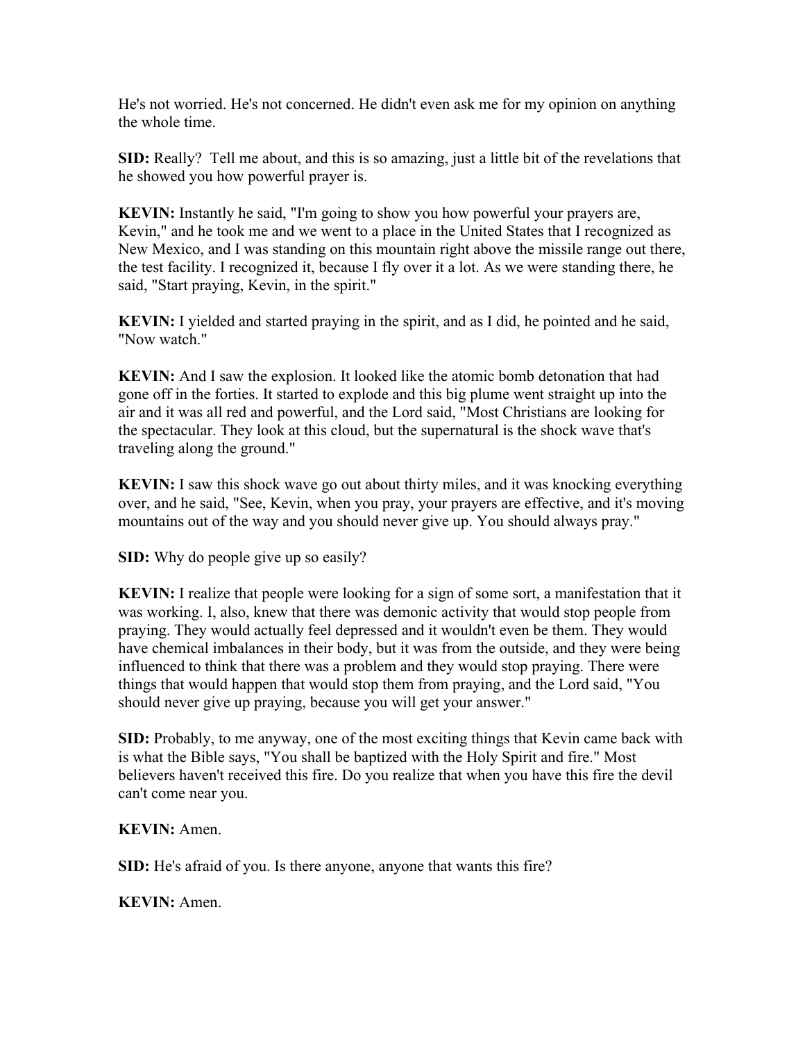He's not worried. He's not concerned. He didn't even ask me for my opinion on anything the whole time.

**SID:** Really? Tell me about, and this is so amazing, just a little bit of the revelations that he showed you how powerful prayer is.

**KEVIN:** Instantly he said, "I'm going to show you how powerful your prayers are, Kevin," and he took me and we went to a place in the United States that I recognized as New Mexico, and I was standing on this mountain right above the missile range out there, the test facility. I recognized it, because I fly over it a lot. As we were standing there, he said, "Start praying, Kevin, in the spirit."

**KEVIN:** I yielded and started praying in the spirit, and as I did, he pointed and he said, "Now watch."

**KEVIN:** And I saw the explosion. It looked like the atomic bomb detonation that had gone off in the forties. It started to explode and this big plume went straight up into the air and it was all red and powerful, and the Lord said, "Most Christians are looking for the spectacular. They look at this cloud, but the supernatural is the shock wave that's traveling along the ground."

**KEVIN:** I saw this shock wave go out about thirty miles, and it was knocking everything over, and he said, "See, Kevin, when you pray, your prayers are effective, and it's moving mountains out of the way and you should never give up. You should always pray."

**SID:** Why do people give up so easily?

**KEVIN:** I realize that people were looking for a sign of some sort, a manifestation that it was working. I, also, knew that there was demonic activity that would stop people from praying. They would actually feel depressed and it wouldn't even be them. They would have chemical imbalances in their body, but it was from the outside, and they were being influenced to think that there was a problem and they would stop praying. There were things that would happen that would stop them from praying, and the Lord said, "You should never give up praying, because you will get your answer."

**SID:** Probably, to me anyway, one of the most exciting things that Kevin came back with is what the Bible says, "You shall be baptized with the Holy Spirit and fire." Most believers haven't received this fire. Do you realize that when you have this fire the devil can't come near you.

**KEVIN:** Amen.

**SID:** He's afraid of you. Is there anyone, anyone that wants this fire?

**KEVIN:** Amen.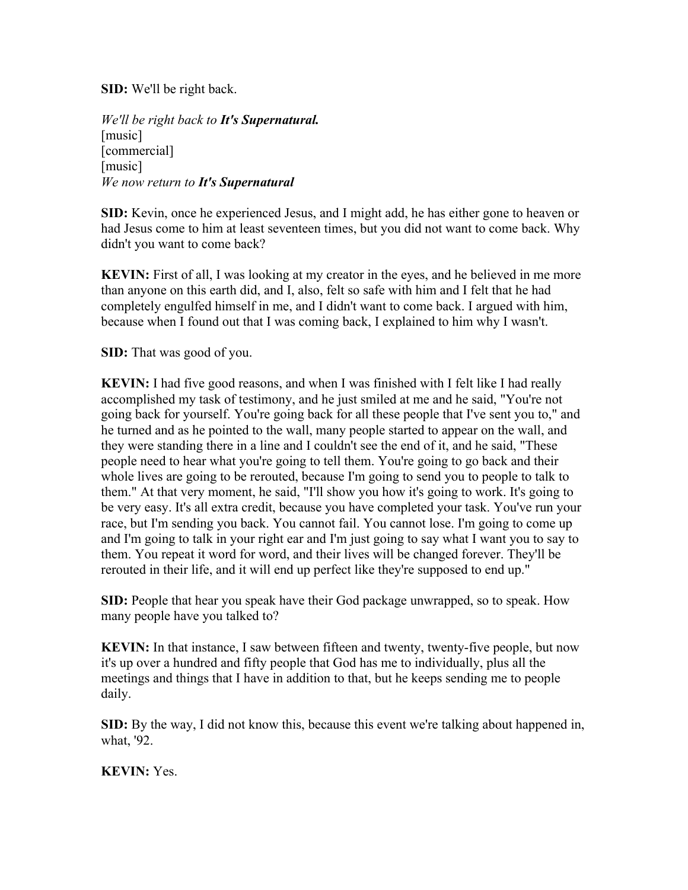**SID:** We'll be right back.

*We'll be right back to **It's Supernatural.***
[music]
[commercial]
[music]
*We now return to **It's Supernatural***

**SID:** Kevin, once he experienced Jesus, and I might add, he has either gone to heaven or had Jesus come to him at least seventeen times, but you did not want to come back. Why didn't you want to come back?

**KEVIN:** First of all, I was looking at my creator in the eyes, and he believed in me more than anyone on this earth did, and I, also, felt so safe with him and I felt that he had completely engulfed himself in me, and I didn't want to come back. I argued with him, because when I found out that I was coming back, I explained to him why I wasn't.

**SID:** That was good of you.

**KEVIN:** I had five good reasons, and when I was finished with I felt like I had really accomplished my task of testimony, and he just smiled at me and he said, "You're not going back for yourself. You're going back for all these people that I've sent you to," and he turned and as he pointed to the wall, many people started to appear on the wall, and they were standing there in a line and I couldn't see the end of it, and he said, "These people need to hear what you're going to tell them. You're going to go back and their whole lives are going to be rerouted, because I'm going to send you to people to talk to them." At that very moment, he said, "I'll show you how it's going to work. It's going to be very easy. It's all extra credit, because you have completed your task. You've run your race, but I'm sending you back. You cannot fail. You cannot lose. I'm going to come up and I'm going to talk in your right ear and I'm just going to say what I want you to say to them. You repeat it word for word, and their lives will be changed forever. They'll be rerouted in their life, and it will end up perfect like they're supposed to end up."

**SID:** People that hear you speak have their God package unwrapped, so to speak. How many people have you talked to?

**KEVIN:** In that instance, I saw between fifteen and twenty, twenty-five people, but now it's up over a hundred and fifty people that God has me to individually, plus all the meetings and things that I have in addition to that, but he keeps sending me to people daily.

**SID:** By the way, I did not know this, because this event we're talking about happened in, what, '92.

**KEVIN:** Yes.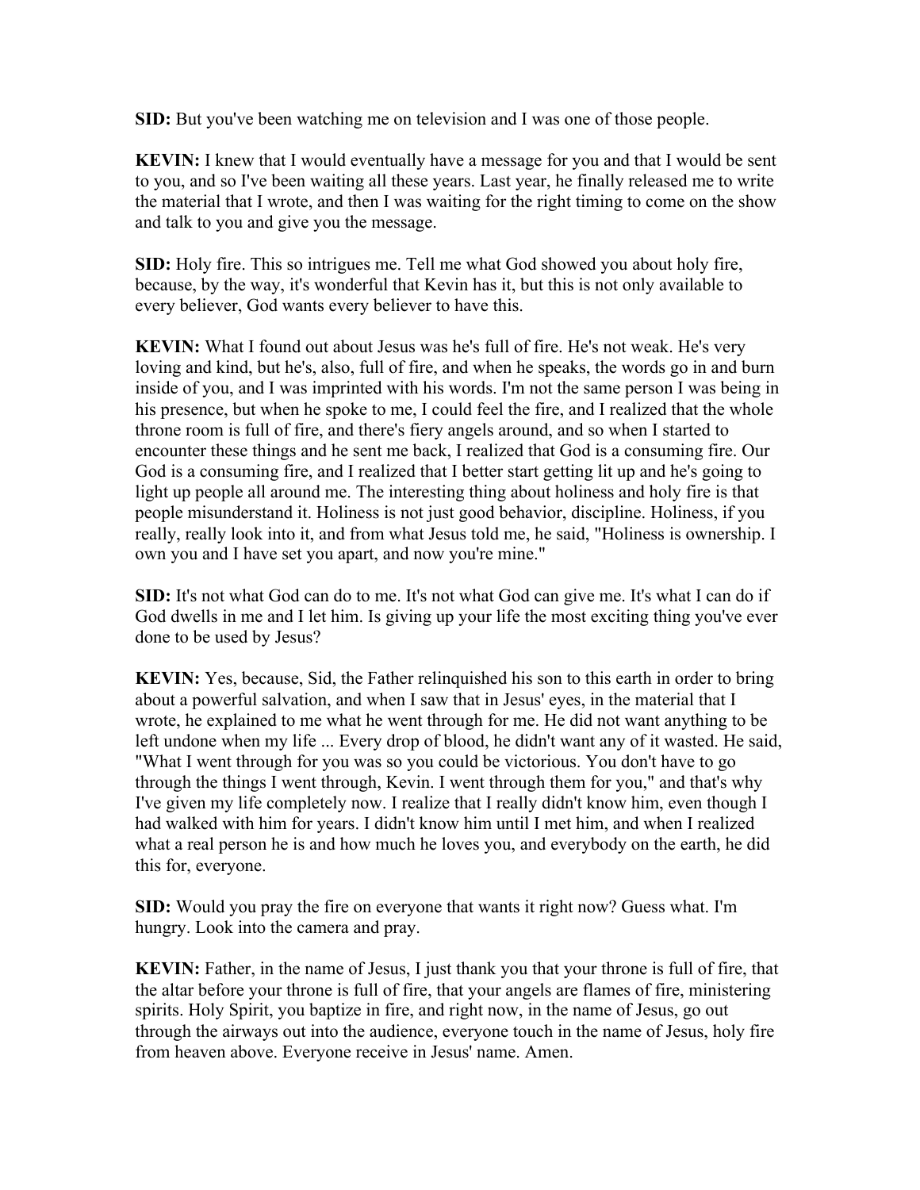**SID:** But you've been watching me on television and I was one of those people.

**KEVIN:** I knew that I would eventually have a message for you and that I would be sent to you, and so I've been waiting all these years. Last year, he finally released me to write the material that I wrote, and then I was waiting for the right timing to come on the show and talk to you and give you the message.

**SID:** Holy fire. This so intrigues me. Tell me what God showed you about holy fire, because, by the way, it's wonderful that Kevin has it, but this is not only available to every believer, God wants every believer to have this.

**KEVIN:** What I found out about Jesus was he's full of fire. He's not weak. He's very loving and kind, but he's, also, full of fire, and when he speaks, the words go in and burn inside of you, and I was imprinted with his words. I'm not the same person I was being in his presence, but when he spoke to me, I could feel the fire, and I realized that the whole throne room is full of fire, and there's fiery angels around, and so when I started to encounter these things and he sent me back, I realized that God is a consuming fire. Our God is a consuming fire, and I realized that I better start getting lit up and he's going to light up people all around me. The interesting thing about holiness and holy fire is that people misunderstand it. Holiness is not just good behavior, discipline. Holiness, if you really, really look into it, and from what Jesus told me, he said, "Holiness is ownership. I own you and I have set you apart, and now you're mine."

**SID:** It's not what God can do to me. It's not what God can give me. It's what I can do if God dwells in me and I let him. Is giving up your life the most exciting thing you've ever done to be used by Jesus?

**KEVIN:** Yes, because, Sid, the Father relinquished his son to this earth in order to bring about a powerful salvation, and when I saw that in Jesus' eyes, in the material that I wrote, he explained to me what he went through for me. He did not want anything to be left undone when my life ... Every drop of blood, he didn't want any of it wasted. He said, "What I went through for you was so you could be victorious. You don't have to go through the things I went through, Kevin. I went through them for you," and that's why I've given my life completely now. I realize that I really didn't know him, even though I had walked with him for years. I didn't know him until I met him, and when I realized what a real person he is and how much he loves you, and everybody on the earth, he did this for, everyone.

**SID:** Would you pray the fire on everyone that wants it right now? Guess what. I'm hungry. Look into the camera and pray.

**KEVIN:** Father, in the name of Jesus, I just thank you that your throne is full of fire, that the altar before your throne is full of fire, that your angels are flames of fire, ministering spirits. Holy Spirit, you baptize in fire, and right now, in the name of Jesus, go out through the airways out into the audience, everyone touch in the name of Jesus, holy fire from heaven above. Everyone receive in Jesus' name. Amen.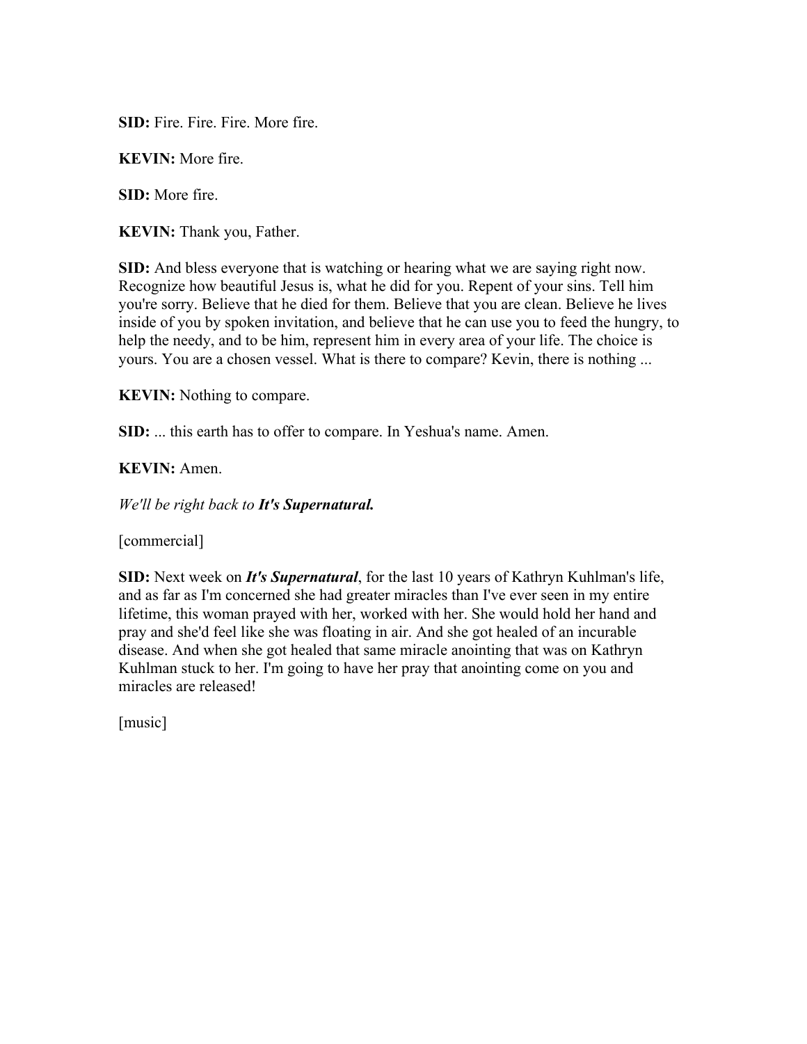**SID:** Fire. Fire. Fire. More fire.

**KEVIN:** More fire.

**SID:** More fire.

**KEVIN:** Thank you, Father.

**SID:** And bless everyone that is watching or hearing what we are saying right now. Recognize how beautiful Jesus is, what he did for you. Repent of your sins. Tell him you're sorry. Believe that he died for them. Believe that you are clean. Believe he lives inside of you by spoken invitation, and believe that he can use you to feed the hungry, to help the needy, and to be him, represent him in every area of your life. The choice is yours. You are a chosen vessel. What is there to compare? Kevin, there is nothing ...

**KEVIN:** Nothing to compare.

**SID:** ... this earth has to offer to compare. In Yeshua's name. Amen.

**KEVIN:** Amen.

*We'll be right back to **It's Supernatural.***

[commercial]

**SID:** Next week on ***It's Supernatural***, for the last 10 years of Kathryn Kuhlman's life, and as far as I'm concerned she had greater miracles than I've ever seen in my entire lifetime, this woman prayed with her, worked with her. She would hold her hand and pray and she'd feel like she was floating in air. And she got healed of an incurable disease. And when she got healed that same miracle anointing that was on Kathryn Kuhlman stuck to her. I'm going to have her pray that anointing come on you and miracles are released!

[music]